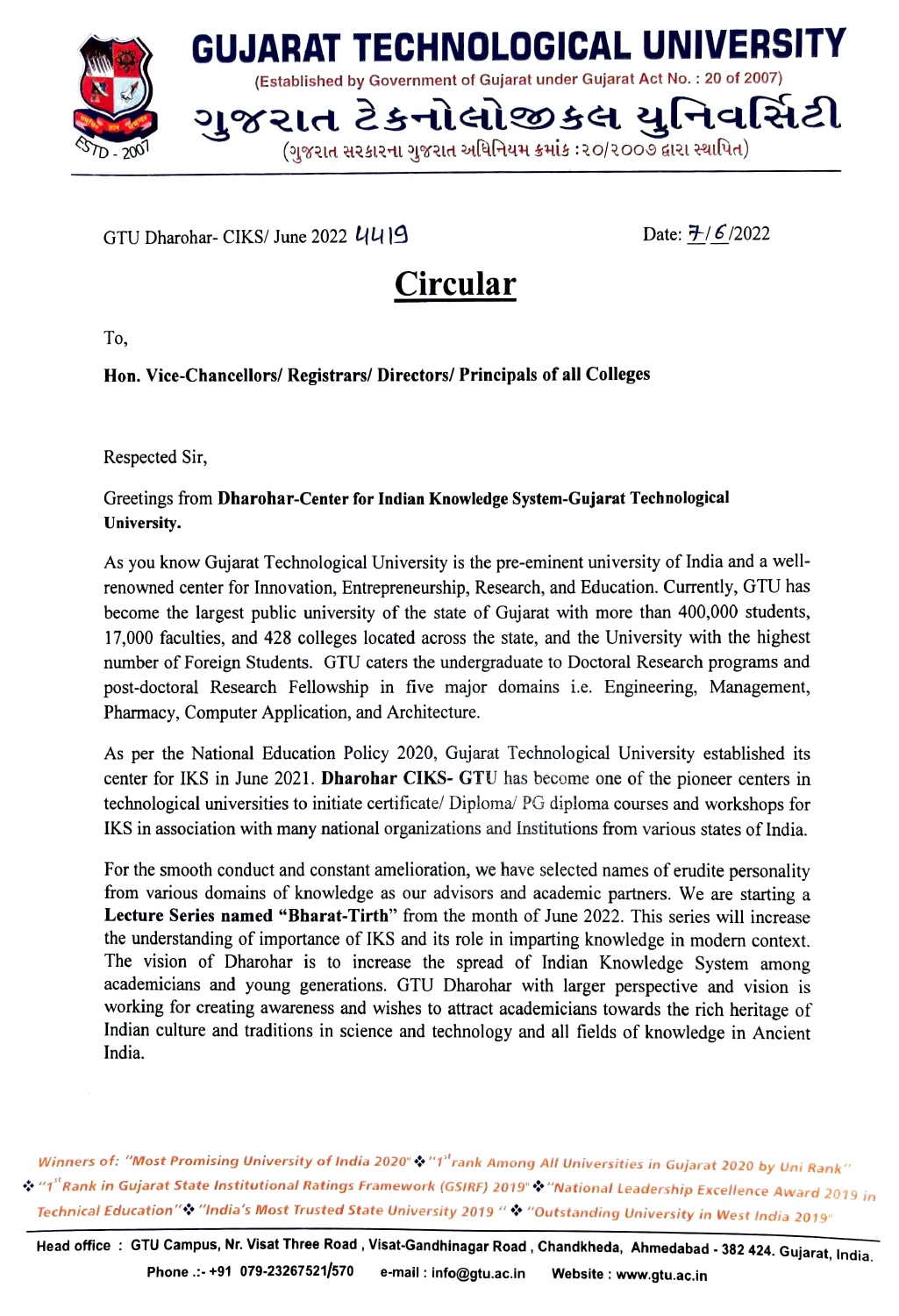# GUJARAT TECHNOLOGICAL UNIVERSITY

(Established by Government of Gujarat under Gujarat Act No. : 20 of 2007)

# ગુજરાત ટેકનોલોજીકલ યુનિવર્સિટી

(ગુજરાત સરકારના ગુજરાત અધિનિયમ ક્રમાંક :૨૦/૨૦૦૭ દ્વારા સ્થાપિત)

GTU Dharohar- CIKS/ June 2022 4419

Date: 7/6/2022

## Circular

To,

**Hon. Vice-Chancellors/ Registrars/ Directors/ Principals of all Colleges**

Respected Sir,

Greetings from **Dharohar-Center for Indian Knowledge System-Gujarat Technological University.**

As you know Gujarat Technological University is the pre-eminent university of India and a well-renowned center for Innovation, Entrepreneurship, Research, and Education. Currently, GTU has become the largest public university of the state of Gujarat with more than 400,000 students, 17,000 faculties, and 428 colleges located across the state, and the University with the highest number of Foreign Students. GTU caters the undergraduate to Doctoral Research programs and post-doctoral Research Fellowship in five major domains i.e. Engineering, Management, Pharmacy, Computer Application, and Architecture.

As per the National Education Policy 2020, Gujarat Technological University established its center for IKS in June 2021. **Dharohar CIKS- GTU** has become one of the pioneer centers in technological universities to initiate certificate/ Diploma/ PG diploma courses and workshops for IKS in association with many national organizations and Institutions from various states of India.

For the smooth conduct and constant amelioration, we have selected names of erudite personality from various domains of knowledge as our advisors and academic partners. We are starting a **Lecture Series named "Bharat-Tirth"** from the month of June 2022. This series will increase the understanding of importance of IKS and its role in imparting knowledge in modern context. The vision of Dharohar is to increase the spread of Indian Knowledge System among academicians and young generations. GTU Dharohar with larger perspective and vision is working for creating awareness and wishes to attract academicians towards the rich heritage of Indian culture and traditions in science and technology and all fields of knowledge in Ancient India.

*Winners of: "Most Promising University of India 2020" ❖ "1st rank Among All Universities in Gujarat 2020 by Uni Rank" ❖ "1st Rank in Gujarat State Institutional Ratings Framework (GSIRF) 2019" ❖ "National Leadership Excellence Award 2019 in Technical Education" ❖ "India's Most Trusted State University 2019" ❖ "Outstanding University in West India 2019"*

Head office : GTU Campus, Nr. Visat Three Road, Visat-Gandhinagar Road, Chandkheda, Ahmedabad - 382 424. Gujarat, India.

Phone .:- +91 079-23267521/570 e-mail : info@gtu.ac.in Website : www.gtu.ac.in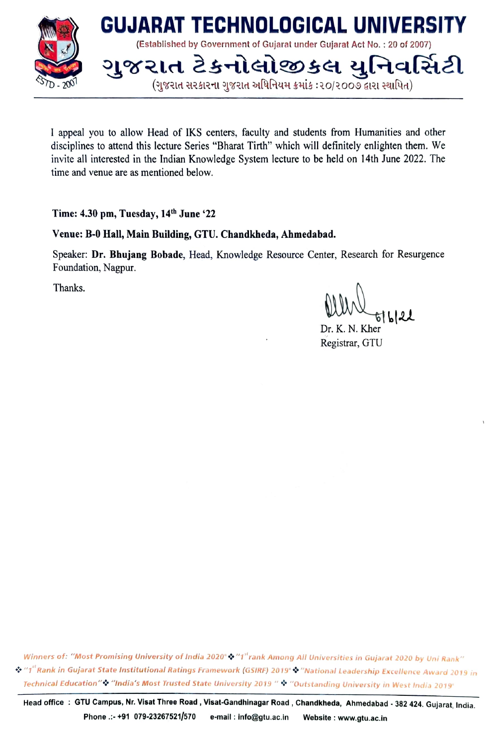# GUJARAT TECHNOLOGICAL UNIVERSITY

(Established by Government of Gujarat under Gujarat Act No. : 20 of 2007)

# ગુજરાત ટેક્નોલોજીકલ યુનિવર્સિટી

(ગુજરાત સરકારના ગુજરાત અધિનિયમ ક્રમાંક :૨૦/૨૦૦૭ દ્વારા સ્થાપિત)

I appeal you to allow Head of IKS centers, faculty and students from Humanities and other disciplines to attend this lecture Series "Bharat Tirth" which will definitely enlighten them. We invite all interested in the Indian Knowledge System lecture to be held on 14th June 2022. The time and venue are as mentioned below.

**Time: 4.30 pm, Tuesday, 14th June '22**

**Venue: B-0 Hall, Main Building, GTU. Chandkheda, Ahmedabad.**

Speaker: **Dr. Bhujang Bobade**, Head, Knowledge Resource Center, Research for Resurgence Foundation, Nagpur.

Thanks.

6/6/22

Dr. K. N. Kher
Registrar, GTU

*Winners of: "Most Promising University of India 2020" ❖ "1st rank Among All Universities in Gujarat 2020 by Uni Rank" ❖ "1st Rank in Gujarat State Institutional Ratings Framework (GSIRF) 2019" ❖ "National Leadership Excellence Award 2019 in Technical Education" ❖ "India's Most Trusted State University 2019" ❖ "Outstanding University in West India 2019"*

Head office : GTU Campus, Nr. Visat Three Road, Visat-Gandhinagar Road, Chandkheda, Ahmedabad - 382 424. Gujarat, India.
Phone .:- +91 079-23267521/570 e-mail : info@gtu.ac.in Website : www.gtu.ac.in